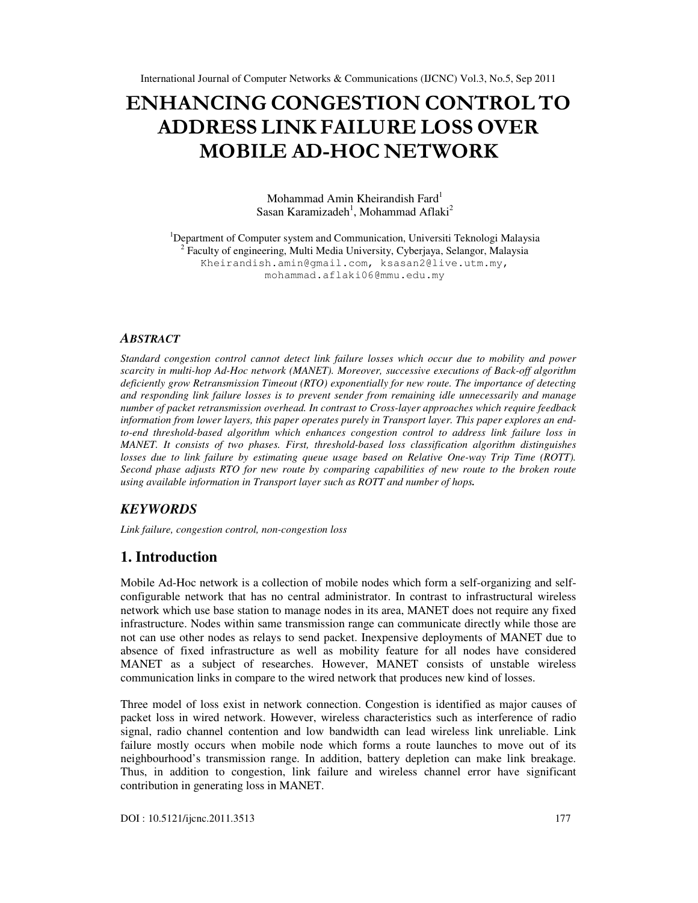# ENHANCING CONGESTION CONTROL TO ADDRESS LINK FAILURE LOSS OVER MOBILE AD-HOC NETWORK

Mohammad Amin Kheirandish Fard[1]
Sasan Karamizadeh[1], Mohammad Aflaki[2]

[1]Department of Computer system and Communication, Universiti Teknologi Malaysia
[2] Faculty of engineering, Multi Media University, Cyberjaya, Selangor, Malaysia
Kheirandish.amin@gmail.com, ksasan2@live.utm.my, mohammad.aflaki06@mmu.edu.my

### ABSTRACT

*Standard congestion control cannot detect link failure losses which occur due to mobility and power scarcity in multi-hop Ad-Hoc network (MANET). Moreover, successive executions of Back-off algorithm deficiently grow Retransmission Timeout (RTO) exponentially for new route. The importance of detecting and responding link failure losses is to prevent sender from remaining idle unnecessarily and manage number of packet retransmission overhead. In contrast to Cross-layer approaches which require feedback information from lower layers, this paper operates purely in Transport layer. This paper explores an end-to-end threshold-based algorithm which enhances congestion control to address link failure loss in MANET. It consists of two phases. First, threshold-based loss classification algorithm distinguishes losses due to link failure by estimating queue usage based on Relative One-way Trip Time (ROTT). Second phase adjusts RTO for new route by comparing capabilities of new route to the broken route using available information in Transport layer such as ROTT and number of hops.*

## KEYWORDS

*Link failure, congestion control, non-congestion loss*

## 1. Introduction

Mobile Ad-Hoc network is a collection of mobile nodes which form a self-organizing and self-configurable network that has no central administrator. In contrast to infrastructural wireless network which use base station to manage nodes in its area, MANET does not require any fixed infrastructure. Nodes within same transmission range can communicate directly while those are not can use other nodes as relays to send packet. Inexpensive deployments of MANET due to absence of fixed infrastructure as well as mobility feature for all nodes have considered MANET as a subject of researches. However, MANET consists of unstable wireless communication links in compare to the wired network that produces new kind of losses.

Three model of loss exist in network connection. Congestion is identified as major causes of packet loss in wired network. However, wireless characteristics such as interference of radio signal, radio channel contention and low bandwidth can lead wireless link unreliable. Link failure mostly occurs when mobile node which forms a route launches to move out of its neighbourhood's transmission range. In addition, battery depletion can make link breakage. Thus, in addition to congestion, link failure and wireless channel error have significant contribution in generating loss in MANET.

DOI : 10.5121/ijcnc.2011.3513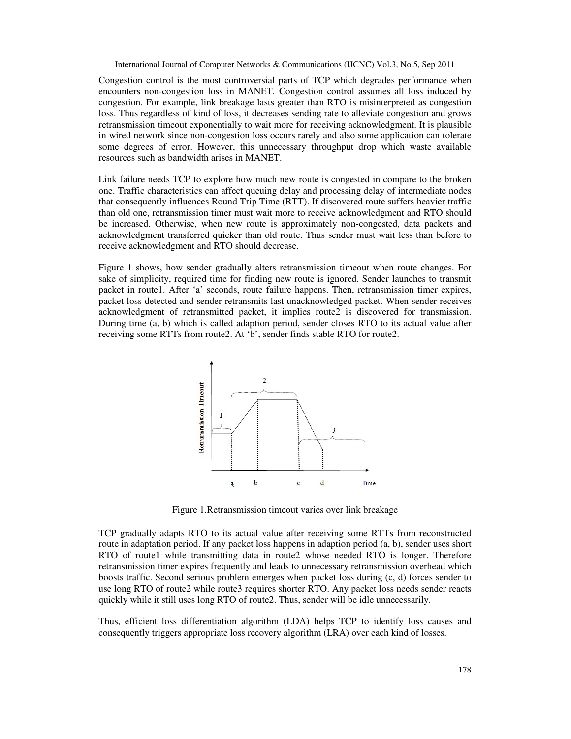Congestion control is the most controversial parts of TCP which degrades performance when encounters non-congestion loss in MANET. Congestion control assumes all loss induced by congestion. For example, link breakage lasts greater than RTO is misinterpreted as congestion loss. Thus regardless of kind of loss, it decreases sending rate to alleviate congestion and grows retransmission timeout exponentially to wait more for receiving acknowledgment. It is plausible in wired network since non-congestion loss occurs rarely and also some application can tolerate some degrees of error. However, this unnecessary throughput drop which waste available resources such as bandwidth arises in MANET.

Link failure needs TCP to explore how much new route is congested in compare to the broken one. Traffic characteristics can affect queuing delay and processing delay of intermediate nodes that consequently influences Round Trip Time (RTT). If discovered route suffers heavier traffic than old one, retransmission timer must wait more to receive acknowledgment and RTO should be increased. Otherwise, when new route is approximately non-congested, data packets and acknowledgment transferred quicker than old route. Thus sender must wait less than before to receive acknowledgment and RTO should decrease.

Figure 1 shows, how sender gradually alters retransmission timeout when route changes. For sake of simplicity, required time for finding new route is ignored. Sender launches to transmit packet in route1. After 'a' seconds, route failure happens. Then, retransmission timer expires, packet loss detected and sender retransmits last unacknowledged packet. When sender receives acknowledgment of retransmitted packet, it implies route2 is discovered for transmission. During time (a, b) which is called adaption period, sender closes RTO to its actual value after receiving some RTTs from route2. At 'b', sender finds stable RTO for route2.

Figure 1.Retransmission timeout varies over link breakage

TCP gradually adapts RTO to its actual value after receiving some RTTs from reconstructed route in adaptation period. If any packet loss happens in adaption period (a, b), sender uses short RTO of route1 while transmitting data in route2 whose needed RTO is longer. Therefore retransmission timer expires frequently and leads to unnecessary retransmission overhead which boosts traffic. Second serious problem emerges when packet loss during (c, d) forces sender to use long RTO of route2 while route3 requires shorter RTO. Any packet loss needs sender reacts quickly while it still uses long RTO of route2. Thus, sender will be idle unnecessarily.

Thus, efficient loss differentiation algorithm (LDA) helps TCP to identify loss causes and consequently triggers appropriate loss recovery algorithm (LRA) over each kind of losses.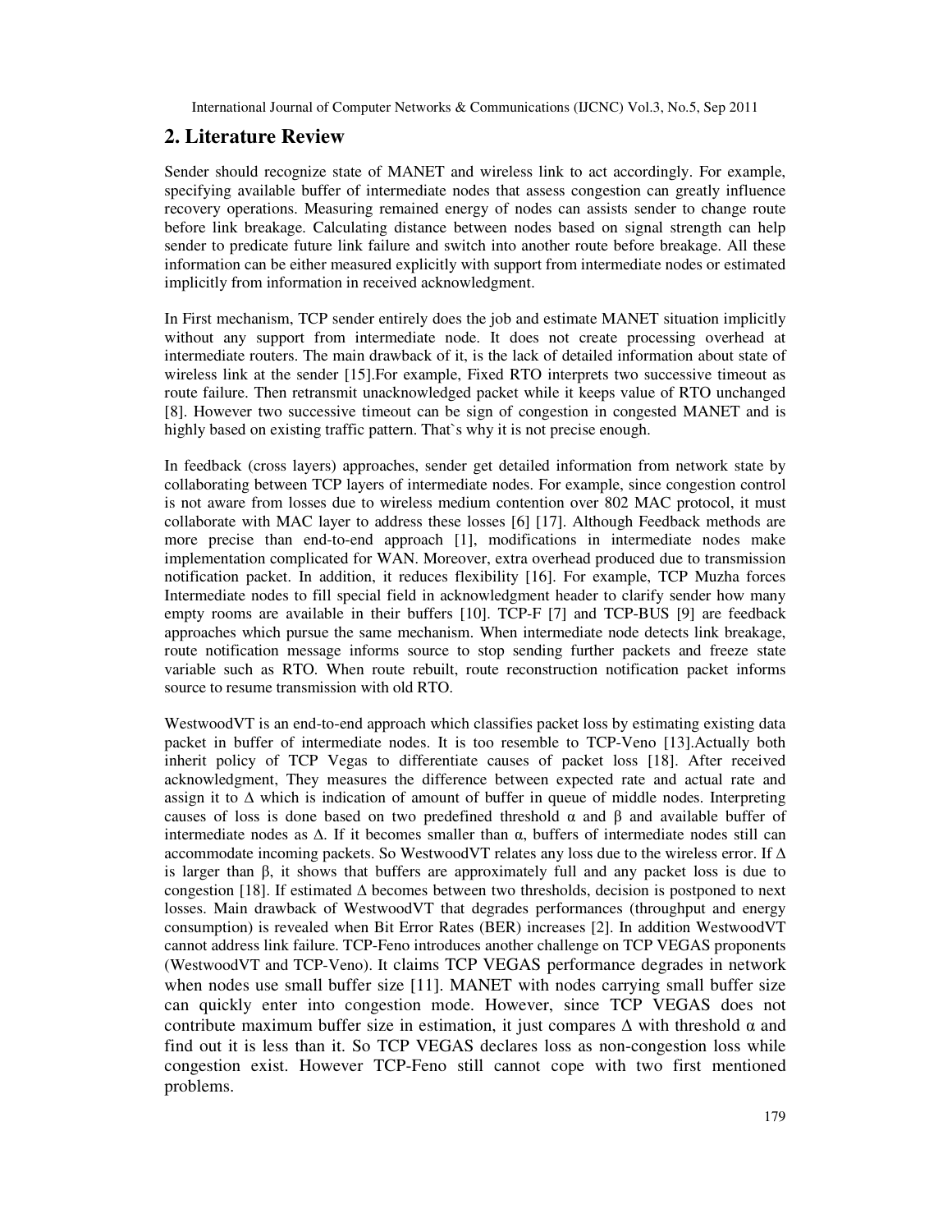## 2. Literature Review

Sender should recognize state of MANET and wireless link to act accordingly. For example, specifying available buffer of intermediate nodes that assess congestion can greatly influence recovery operations. Measuring remained energy of nodes can assists sender to change route before link breakage. Calculating distance between nodes based on signal strength can help sender to predicate future link failure and switch into another route before breakage. All these information can be either measured explicitly with support from intermediate nodes or estimated implicitly from information in received acknowledgment.

In First mechanism, TCP sender entirely does the job and estimate MANET situation implicitly without any support from intermediate node. It does not create processing overhead at intermediate routers. The main drawback of it, is the lack of detailed information about state of wireless link at the sender [15].For example, Fixed RTO interprets two successive timeout as route failure. Then retransmit unacknowledged packet while it keeps value of RTO unchanged [8]. However two successive timeout can be sign of congestion in congested MANET and is highly based on existing traffic pattern. That`s why it is not precise enough.

In feedback (cross layers) approaches, sender get detailed information from network state by collaborating between TCP layers of intermediate nodes. For example, since congestion control is not aware from losses due to wireless medium contention over 802 MAC protocol, it must collaborate with MAC layer to address these losses [6] [17]. Although Feedback methods are more precise than end-to-end approach [1], modifications in intermediate nodes make implementation complicated for WAN. Moreover, extra overhead produced due to transmission notification packet. In addition, it reduces flexibility [16]. For example, TCP Muzha forces Intermediate nodes to fill special field in acknowledgment header to clarify sender how many empty rooms are available in their buffers [10]. TCP-F [7] and TCP-BUS [9] are feedback approaches which pursue the same mechanism. When intermediate node detects link breakage, route notification message informs source to stop sending further packets and freeze state variable such as RTO. When route rebuilt, route reconstruction notification packet informs source to resume transmission with old RTO.

WestwoodVT is an end-to-end approach which classifies packet loss by estimating existing data packet in buffer of intermediate nodes. It is too resemble to TCP-Veno [13].Actually both inherit policy of TCP Vegas to differentiate causes of packet loss [18]. After received acknowledgment, They measures the difference between expected rate and actual rate and assign it to $\Delta$ which is indication of amount of buffer in queue of middle nodes. Interpreting causes of loss is done based on two predefined threshold $\alpha$ and $\beta$ and available buffer of intermediate nodes as $\Delta$. If it becomes smaller than $\alpha$, buffers of intermediate nodes still can accommodate incoming packets. So WestwoodVT relates any loss due to the wireless error. If $\Delta$ is larger than $\beta$, it shows that buffers are approximately full and any packet loss is due to congestion [18]. If estimated $\Delta$ becomes between two thresholds, decision is postponed to next losses. Main drawback of WestwoodVT that degrades performances (throughput and energy consumption) is revealed when Bit Error Rates (BER) increases [2]. In addition WestwoodVT cannot address link failure. TCP-Feno introduces another challenge on TCP VEGAS proponents (WestwoodVT and TCP-Veno). It claims TCP VEGAS performance degrades in network when nodes use small buffer size [11]. MANET with nodes carrying small buffer size can quickly enter into congestion mode. However, since TCP VEGAS does not contribute maximum buffer size in estimation, it just compares $\Delta$ with threshold $\alpha$ and find out it is less than it. So TCP VEGAS declares loss as non-congestion loss while congestion exist. However TCP-Feno still cannot cope with two first mentioned problems.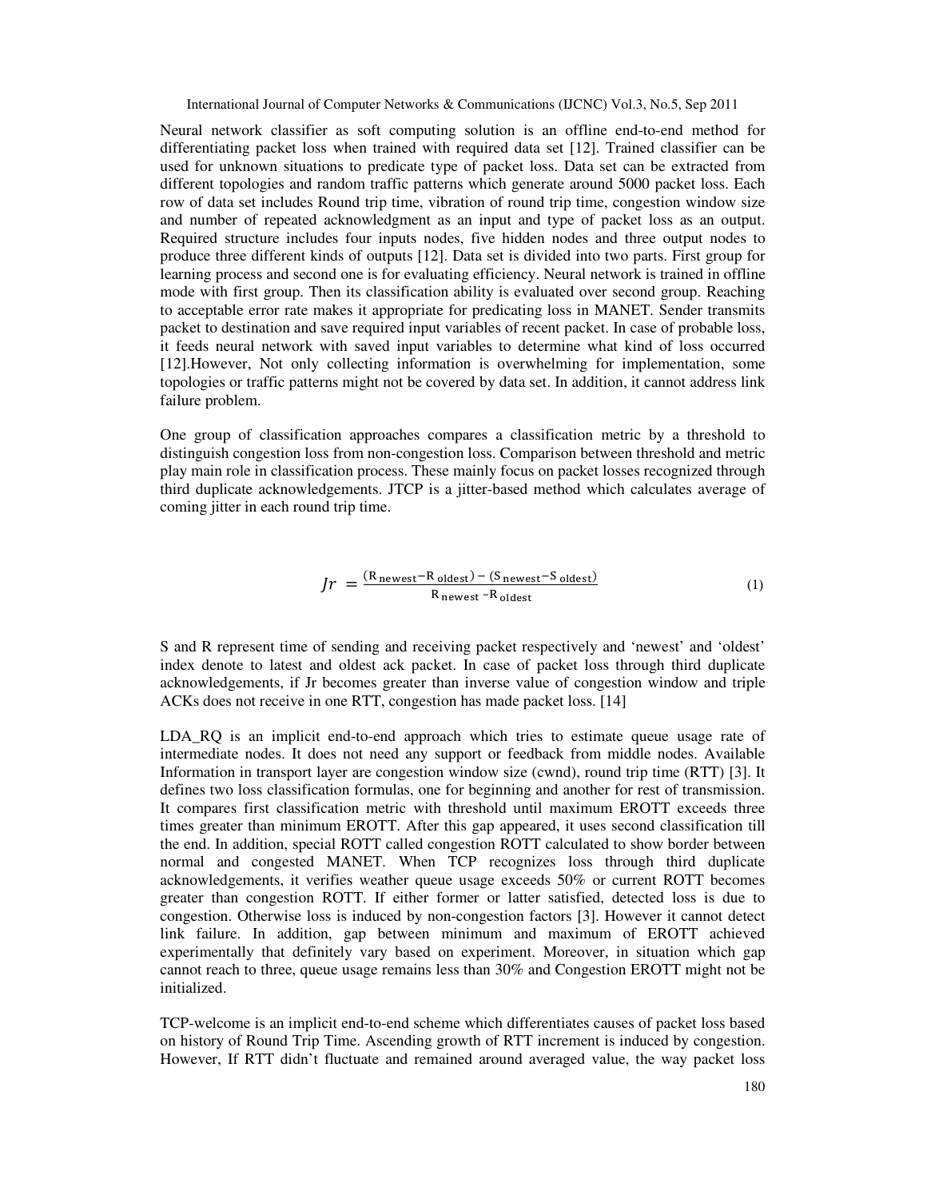Neural network classifier as soft computing solution is an offline end-to-end method for differentiating packet loss when trained with required data set [12]. Trained classifier can be used for unknown situations to predicate type of packet loss. Data set can be extracted from different topologies and random traffic patterns which generate around 5000 packet loss. Each row of data set includes Round trip time, vibration of round trip time, congestion window size and number of repeated acknowledgment as an input and type of packet loss as an output. Required structure includes four inputs nodes, five hidden nodes and three output nodes to produce three different kinds of outputs [12]. Data set is divided into two parts. First group for learning process and second one is for evaluating efficiency. Neural network is trained in offline mode with first group. Then its classification ability is evaluated over second group. Reaching to acceptable error rate makes it appropriate for predicating loss in MANET. Sender transmits packet to destination and save required input variables of recent packet. In case of probable loss, it feeds neural network with saved input variables to determine what kind of loss occurred [12].However, Not only collecting information is overwhelming for implementation, some topologies or traffic patterns might not be covered by data set. In addition, it cannot address link failure problem.

One group of classification approaches compares a classification metric by a threshold to distinguish congestion loss from non-congestion loss. Comparison between threshold and metric play main role in classification process. These mainly focus on packet losses recognized through third duplicate acknowledgements. JTCP is a jitter-based method which calculates average of coming jitter in each round trip time.

$$Jr = \frac{(R_{newest} - R_{oldest}) - (S_{newest} - S_{oldest})}{R_{newest} - R_{oldest}} \tag{1}$$

S and R represent time of sending and receiving packet respectively and 'newest' and 'oldest' index denote to latest and oldest ack packet. In case of packet loss through third duplicate acknowledgements, if Jr becomes greater than inverse value of congestion window and triple ACKs does not receive in one RTT, congestion has made packet loss. [14]

LDA_RQ is an implicit end-to-end approach which tries to estimate queue usage rate of intermediate nodes. It does not need any support or feedback from middle nodes. Available Information in transport layer are congestion window size (cwnd), round trip time (RTT) [3]. It defines two loss classification formulas, one for beginning and another for rest of transmission. It compares first classification metric with threshold until maximum EROTT exceeds three times greater than minimum EROTT. After this gap appeared, it uses second classification till the end. In addition, special ROTT called congestion ROTT calculated to show border between normal and congested MANET. When TCP recognizes loss through third duplicate acknowledgements, it verifies weather queue usage exceeds 50% or current ROTT becomes greater than congestion ROTT. If either former or latter satisfied, detected loss is due to congestion. Otherwise loss is induced by non-congestion factors [3]. However it cannot detect link failure. In addition, gap between minimum and maximum of EROTT achieved experimentally that definitely vary based on experiment. Moreover, in situation which gap cannot reach to three, queue usage remains less than 30% and Congestion EROTT might not be initialized.

TCP-welcome is an implicit end-to-end scheme which differentiates causes of packet loss based on history of Round Trip Time. Ascending growth of RTT increment is induced by congestion. However, If RTT didn't fluctuate and remained around averaged value, the way packet loss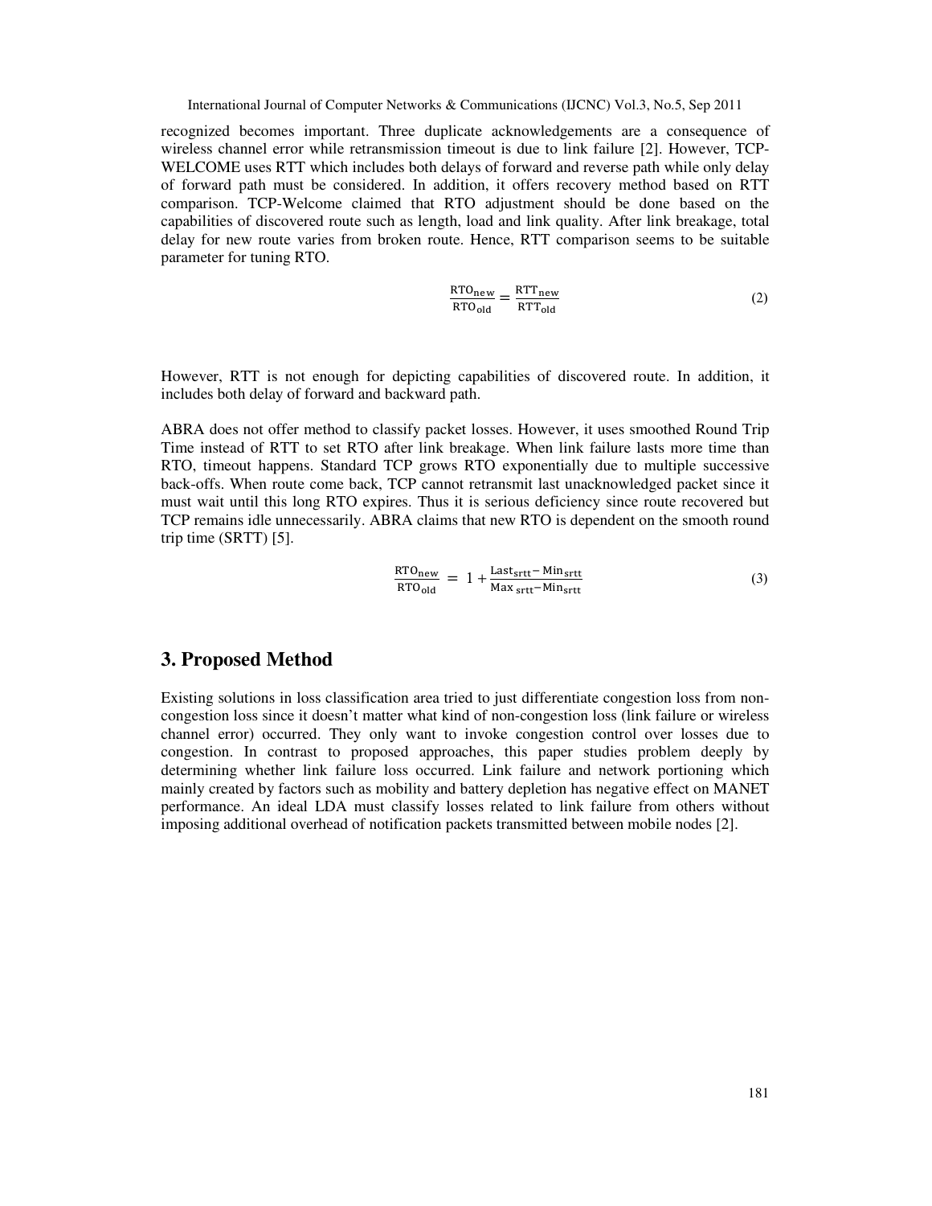recognized becomes important. Three duplicate acknowledgements are a consequence of wireless channel error while retransmission timeout is due to link failure [2]. However, TCP-WELCOME uses RTT which includes both delays of forward and reverse path while only delay of forward path must be considered. In addition, it offers recovery method based on RTT comparison. TCP-Welcome claimed that RTO adjustment should be done based on the capabilities of discovered route such as length, load and link quality. After link breakage, total delay for new route varies from broken route. Hence, RTT comparison seems to be suitable parameter for tuning RTO.

$$\frac{\mathrm{RTO_{new}}}{\mathrm{RTO_{old}}} = \frac{\mathrm{RTT_{new}}}{\mathrm{RTT_{old}}} \tag{2}$$

However, RTT is not enough for depicting capabilities of discovered route. In addition, it includes both delay of forward and backward path.

ABRA does not offer method to classify packet losses. However, it uses smoothed Round Trip Time instead of RTT to set RTO after link breakage. When link failure lasts more time than RTO, timeout happens. Standard TCP grows RTO exponentially due to multiple successive back-offs. When route come back, TCP cannot retransmit last unacknowledged packet since it must wait until this long RTO expires. Thus it is serious deficiency since route recovered but TCP remains idle unnecessarily. ABRA claims that new RTO is dependent on the smooth round trip time (SRTT) [5].

$$\frac{\mathrm{RTO_{new}}}{\mathrm{RTO_{old}}} = 1 + \frac{\mathrm{Last_{srtt}} - \mathrm{Min_{srtt}}}{\mathrm{Max_{\,srtt}} - \mathrm{Min_{srtt}}} \tag{3}$$

## 3. Proposed Method

Existing solutions in loss classification area tried to just differentiate congestion loss from non-congestion loss since it doesn't matter what kind of non-congestion loss (link failure or wireless channel error) occurred. They only want to invoke congestion control over losses due to congestion. In contrast to proposed approaches, this paper studies problem deeply by determining whether link failure loss occurred. Link failure and network portioning which mainly created by factors such as mobility and battery depletion has negative effect on MANET performance. An ideal LDA must classify losses related to link failure from others without imposing additional overhead of notification packets transmitted between mobile nodes [2].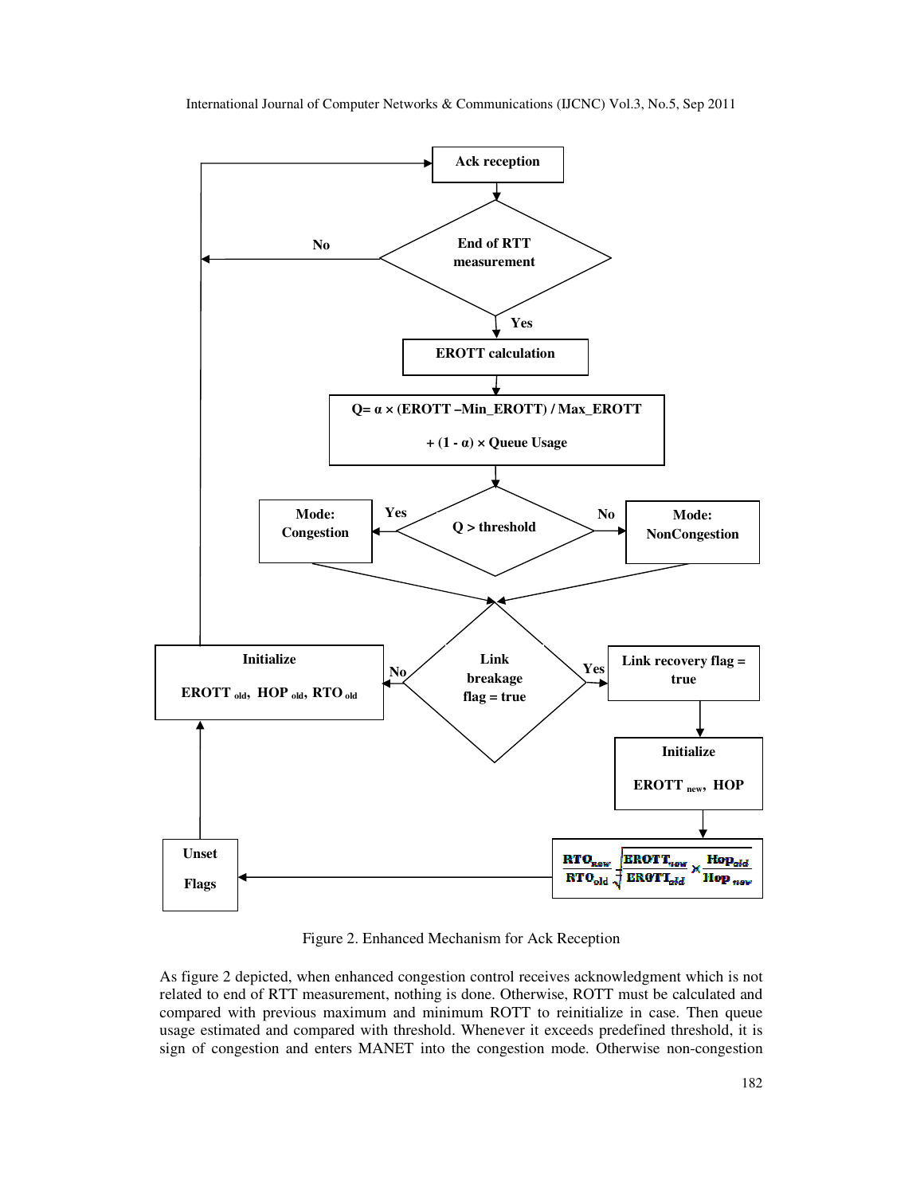Figure 2. Enhanced Mechanism for Ack Reception

As figure 2 depicted, when enhanced congestion control receives acknowledgment which is not related to end of RTT measurement, nothing is done. Otherwise, ROTT must be calculated and compared with previous maximum and minimum ROTT to reinitialize in case. Then queue usage estimated and compared with threshold. Whenever it exceeds predefined threshold, it is sign of congestion and enters MANET into the congestion mode. Otherwise non-congestion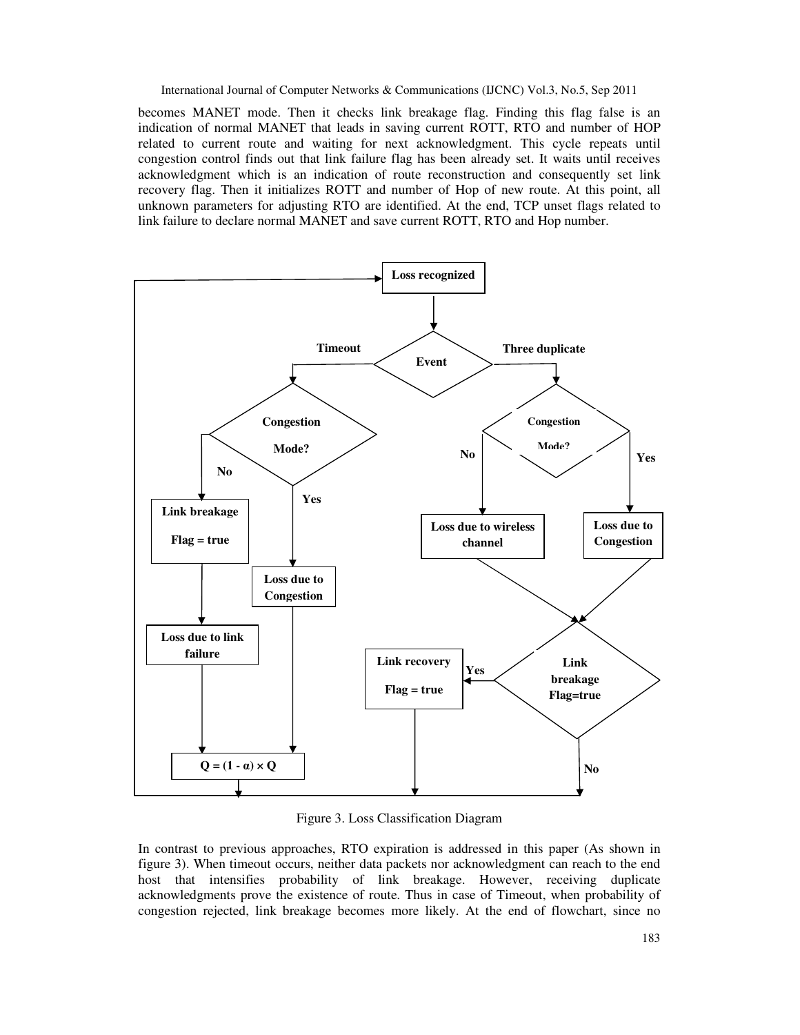becomes MANET mode. Then it checks link breakage flag. Finding this flag false is an indication of normal MANET that leads in saving current ROTT, RTO and number of HOP related to current route and waiting for next acknowledgment. This cycle repeats until congestion control finds out that link failure flag has been already set. It waits until receives acknowledgment which is an indication of route reconstruction and consequently set link recovery flag. Then it initializes ROTT and number of Hop of new route. At this point, all unknown parameters for adjusting RTO are identified. At the end, TCP unset flags related to link failure to declare normal MANET and save current ROTT, RTO and Hop number.

Figure 3. Loss Classification Diagram

In contrast to previous approaches, RTO expiration is addressed in this paper (As shown in figure 3). When timeout occurs, neither data packets nor acknowledgment can reach to the end host that intensifies probability of link breakage. However, receiving duplicate acknowledgments prove the existence of route. Thus in case of Timeout, when probability of congestion rejected, link breakage becomes more likely. At the end of flowchart, since no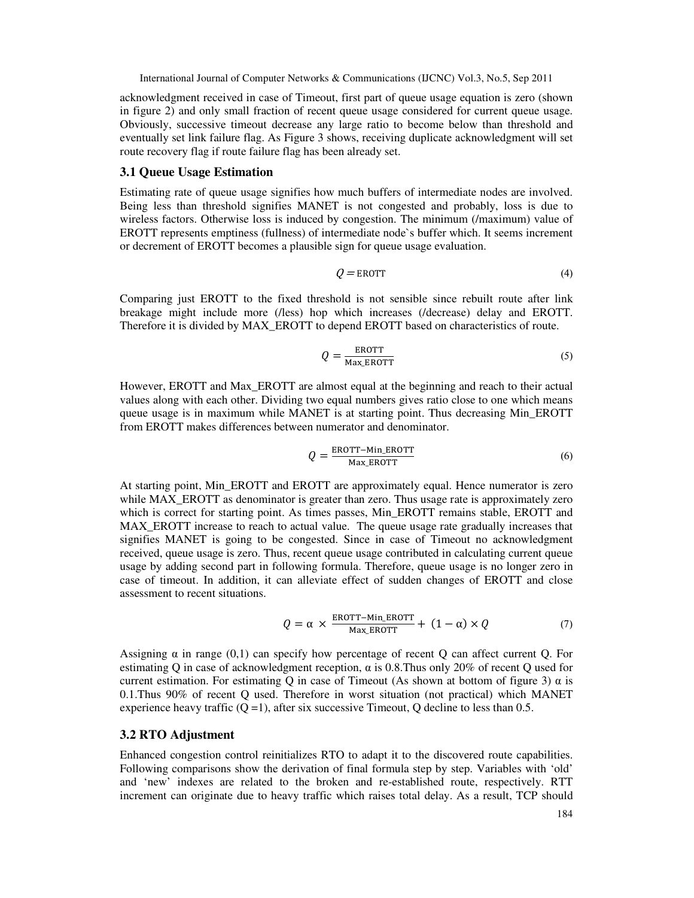acknowledgment received in case of Timeout, first part of queue usage equation is zero (shown in figure 2) and only small fraction of recent queue usage considered for current queue usage. Obviously, successive timeout decrease any large ratio to become below than threshold and eventually set link failure flag. As Figure 3 shows, receiving duplicate acknowledgment will set route recovery flag if route failure flag has been already set.

### 3.1 Queue Usage Estimation

Estimating rate of queue usage signifies how much buffers of intermediate nodes are involved. Being less than threshold signifies MANET is not congested and probably, loss is due to wireless factors. Otherwise loss is induced by congestion. The minimum (/maximum) value of EROTT represents emptiness (fullness) of intermediate node`s buffer which. It seems increment or decrement of EROTT becomes a plausible sign for queue usage evaluation.

$$Q = \text{EROTT} \tag{4}$$

Comparing just EROTT to the fixed threshold is not sensible since rebuilt route after link breakage might include more (/less) hop which increases (/decrease) delay and EROTT. Therefore it is divided by MAX_EROTT to depend EROTT based on characteristics of route.

$$Q = \frac{\text{EROTT}}{\text{Max\_EROTT}} \tag{5}$$

However, EROTT and Max_EROTT are almost equal at the beginning and reach to their actual values along with each other. Dividing two equal numbers gives ratio close to one which means queue usage is in maximum while MANET is at starting point. Thus decreasing Min_EROTT from EROTT makes differences between numerator and denominator.

$$Q = \frac{\text{EROTT} - \text{Min\_EROTT}}{\text{Max\_EROTT}} \tag{6}$$

At starting point, Min_EROTT and EROTT are approximately equal. Hence numerator is zero while MAX_EROTT as denominator is greater than zero. Thus usage rate is approximately zero which is correct for starting point. As times passes, Min_EROTT remains stable, EROTT and MAX_EROTT increase to reach to actual value. The queue usage rate gradually increases that signifies MANET is going to be congested. Since in case of Timeout no acknowledgment received, queue usage is zero. Thus, recent queue usage contributed in calculating current queue usage by adding second part in following formula. Therefore, queue usage is no longer zero in case of timeout. In addition, it can alleviate effect of sudden changes of EROTT and close assessment to recent situations.

$$Q = \alpha \times \frac{\text{EROTT} - \text{Min\_EROTT}}{\text{Max\_EROTT}} + (1 - \alpha) \times Q \tag{7}$$

Assigning $\alpha$ in range (0,1) can specify how percentage of recent Q can affect current Q. For estimating Q in case of acknowledgment reception, $\alpha$ is 0.8.Thus only 20% of recent Q used for current estimation. For estimating Q in case of Timeout (As shown at bottom of figure 3) $\alpha$ is 0.1.Thus 90% of recent Q used. Therefore in worst situation (not practical) which MANET experience heavy traffic ($Q = 1$), after six successive Timeout, Q decline to less than 0.5.

### 3.2 RTO Adjustment

Enhanced congestion control reinitializes RTO to adapt it to the discovered route capabilities. Following comparisons show the derivation of final formula step by step. Variables with 'old' and 'new' indexes are related to the broken and re-established route, respectively. RTT increment can originate due to heavy traffic which raises total delay. As a result, TCP should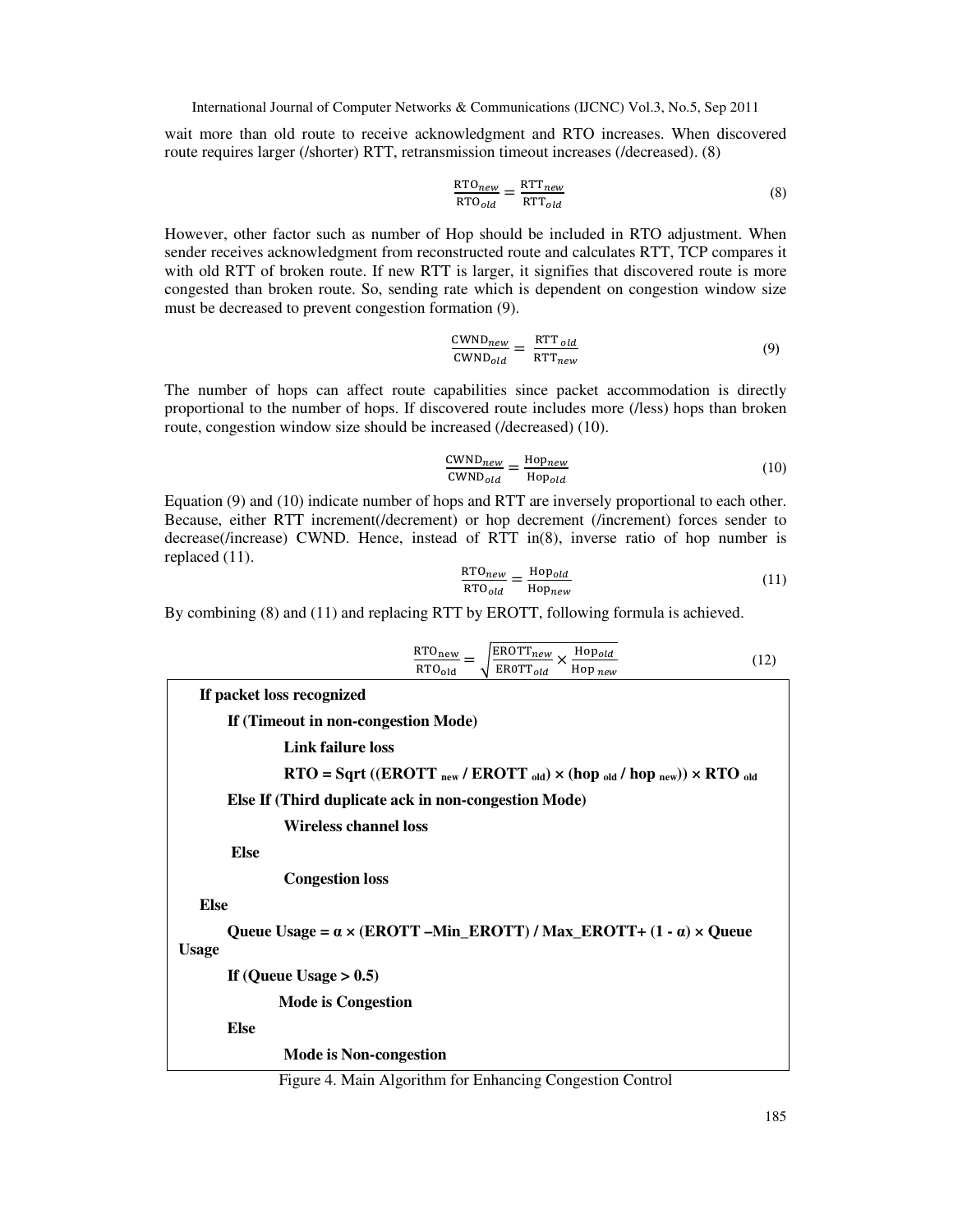wait more than old route to receive acknowledgment and RTO increases. When discovered route requires larger (/shorter) RTT, retransmission timeout increases (/decreased). (8)

$$\frac{\text{RTO}_{new}}{\text{RTO}_{old}} = \frac{\text{RTT}_{new}}{\text{RTT}_{old}} \tag{8}$$

However, other factor such as number of Hop should be included in RTO adjustment. When sender receives acknowledgment from reconstructed route and calculates RTT, TCP compares it with old RTT of broken route. If new RTT is larger, it signifies that discovered route is more congested than broken route. So, sending rate which is dependent on congestion window size must be decreased to prevent congestion formation (9).

$$\frac{\text{CWND}_{new}}{\text{CWND}_{old}} = \frac{\text{RTT}_{old}}{\text{RTT}_{new}} \tag{9}$$

The number of hops can affect route capabilities since packet accommodation is directly proportional to the number of hops. If discovered route includes more (/less) hops than broken route, congestion window size should be increased (/decreased) (10).

$$\frac{\text{CWND}_{new}}{\text{CWND}_{old}} = \frac{\text{Hop}_{new}}{\text{Hop}_{old}} \tag{10}$$

Equation (9) and (10) indicate number of hops and RTT are inversely proportional to each other. Because, either RTT increment(/decrement) or hop decrement (/increment) forces sender to decrease(/increase) CWND. Hence, instead of RTT in(8), inverse ratio of hop number is replaced (11).

$$\frac{\text{RTO}_{new}}{\text{RTO}_{old}} = \frac{\text{Hop}_{old}}{\text{Hop}_{new}} \tag{11}$$

By combining (8) and (11) and replacing RTT by EROTT, following formula is achieved.

$$\frac{\text{RTO}_{\text{new}}}{\text{RTO}_{\text{old}}} = \sqrt{\frac{\text{EROTT}_{new}}{\text{EROTT}_{old}} \times \frac{\text{Hop}_{old}}{\text{Hop}_{new}}} \tag{12}$$

```
If packet loss recognized
    If (Timeout in non-congestion Mode)
        Link failure loss
        RTO = Sqrt ((EROTT new / EROTT old) × (hop old / hop new)) × RTO old
    Else If (Third duplicate ack in non-congestion Mode)
        Wireless channel loss
    Else
        Congestion loss
Else
    Queue Usage = α × (EROTT –Min_EROTT) / Max_EROTT+ (1 - α) × Queue Usage
    If (Queue Usage > 0.5)
        Mode is Congestion
    Else
        Mode is Non-congestion
```

Figure 4. Main Algorithm for Enhancing Congestion Control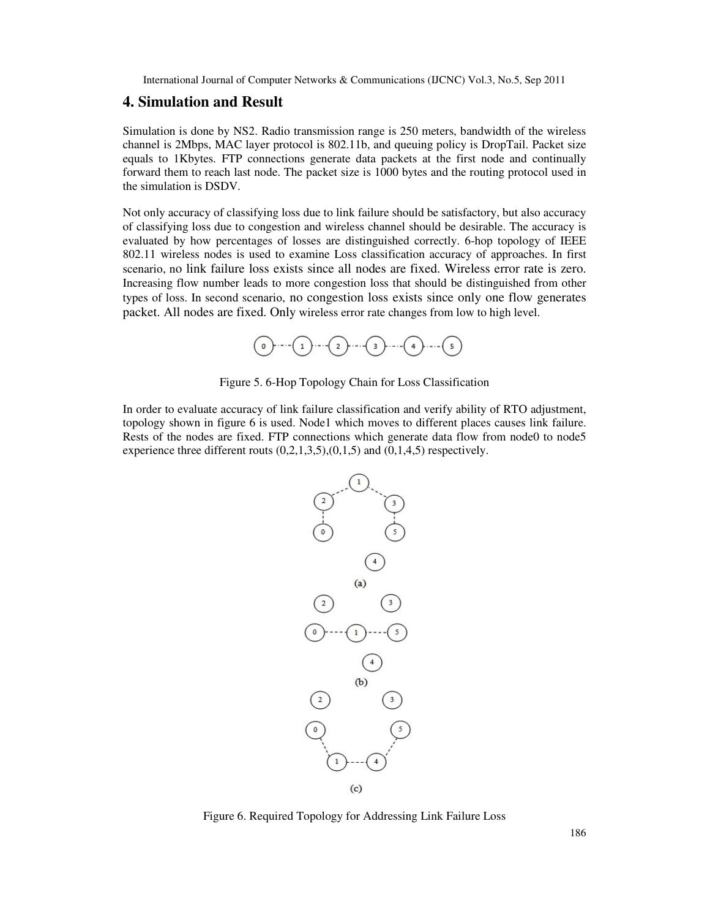## 4. Simulation and Result

Simulation is done by NS2. Radio transmission range is 250 meters, bandwidth of the wireless channel is 2Mbps, MAC layer protocol is 802.11b, and queuing policy is DropTail. Packet size equals to 1Kbytes. FTP connections generate data packets at the first node and continually forward them to reach last node. The packet size is 1000 bytes and the routing protocol used in the simulation is DSDV.

Not only accuracy of classifying loss due to link failure should be satisfactory, but also accuracy of classifying loss due to congestion and wireless channel should be desirable. The accuracy is evaluated by how percentages of losses are distinguished correctly. 6-hop topology of IEEE 802.11 wireless nodes is used to examine Loss classification accuracy of approaches. In first scenario, no link failure loss exists since all nodes are fixed. Wireless error rate is zero. Increasing flow number leads to more congestion loss that should be distinguished from other types of loss. In second scenario, no congestion loss exists since only one flow generates packet. All nodes are fixed. Only wireless error rate changes from low to high level.

Figure 5. 6-Hop Topology Chain for Loss Classification

In order to evaluate accuracy of link failure classification and verify ability of RTO adjustment, topology shown in figure 6 is used. Node1 which moves to different places causes link failure. Rests of the nodes are fixed. FTP connections which generate data flow from node0 to node5 experience three different routs (0,2,1,3,5),(0,1,5) and (0,1,4,5) respectively.

Figure 6. Required Topology for Addressing Link Failure Loss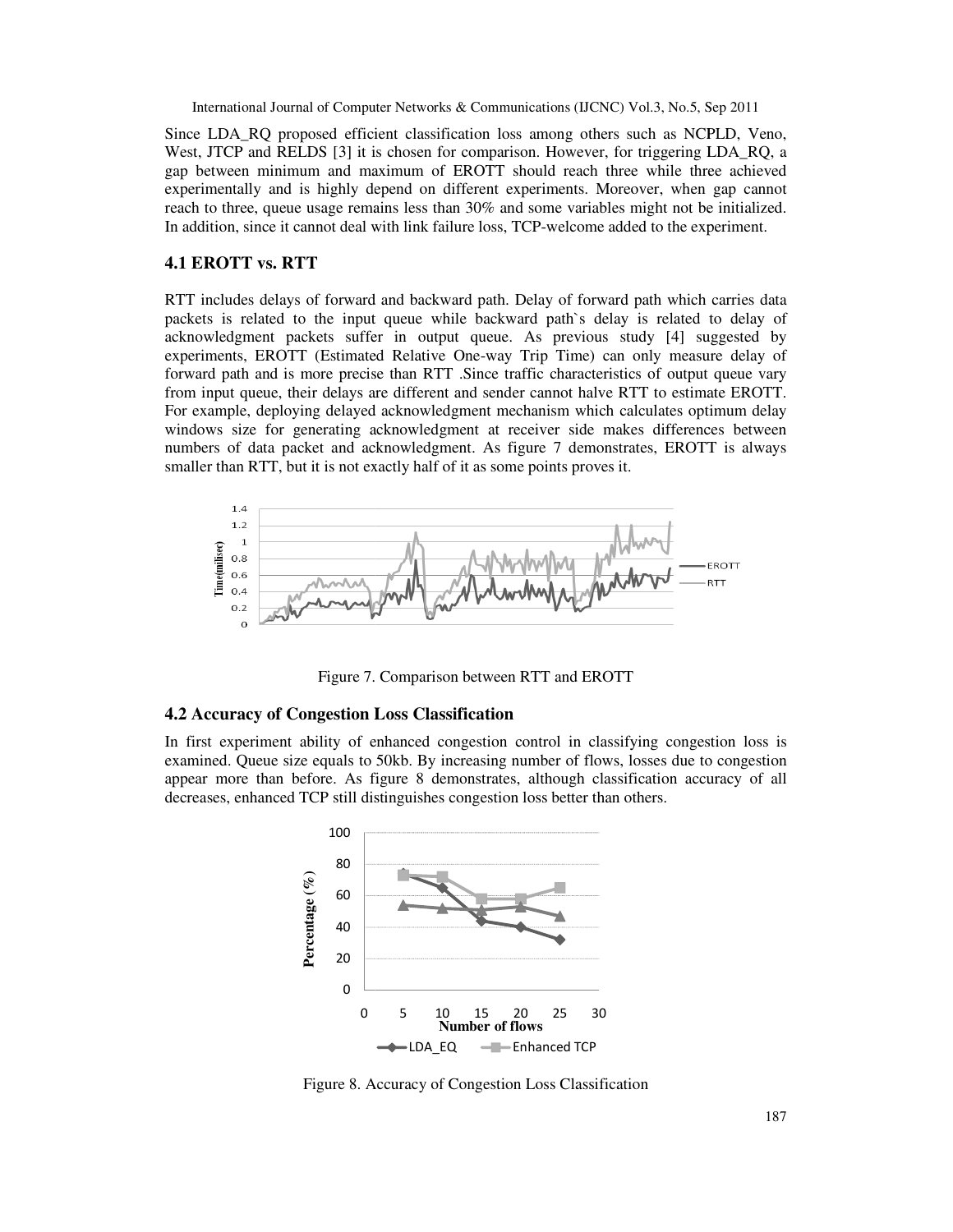Since LDA_RQ proposed efficient classification loss among others such as NCPLD, Veno, West, JTCP and RELDS [3] it is chosen for comparison. However, for triggering LDA_RQ, a gap between minimum and maximum of EROTT should reach three while three achieved experimentally and is highly depend on different experiments. Moreover, when gap cannot reach to three, queue usage remains less than 30% and some variables might not be initialized. In addition, since it cannot deal with link failure loss, TCP-welcome added to the experiment.

## 4.1 EROTT vs. RTT

RTT includes delays of forward and backward path. Delay of forward path which carries data packets is related to the input queue while backward path`s delay is related to delay of acknowledgment packets suffer in output queue. As previous study [4] suggested by experiments, EROTT (Estimated Relative One-way Trip Time) can only measure delay of forward path and is more precise than RTT .Since traffic characteristics of output queue vary from input queue, their delays are different and sender cannot halve RTT to estimate EROTT. For example, deploying delayed acknowledgment mechanism which calculates optimum delay windows size for generating acknowledgment at receiver side makes differences between numbers of data packet and acknowledgment. As figure 7 demonstrates, EROTT is always smaller than RTT, but it is not exactly half of it as some points proves it.

Figure 7. Comparison between RTT and EROTT

## 4.2 Accuracy of Congestion Loss Classification

In first experiment ability of enhanced congestion control in classifying congestion loss is examined. Queue size equals to 50kb. By increasing number of flows, losses due to congestion appear more than before. As figure 8 demonstrates, although classification accuracy of all decreases, enhanced TCP still distinguishes congestion loss better than others.

Figure 8. Accuracy of Congestion Loss Classification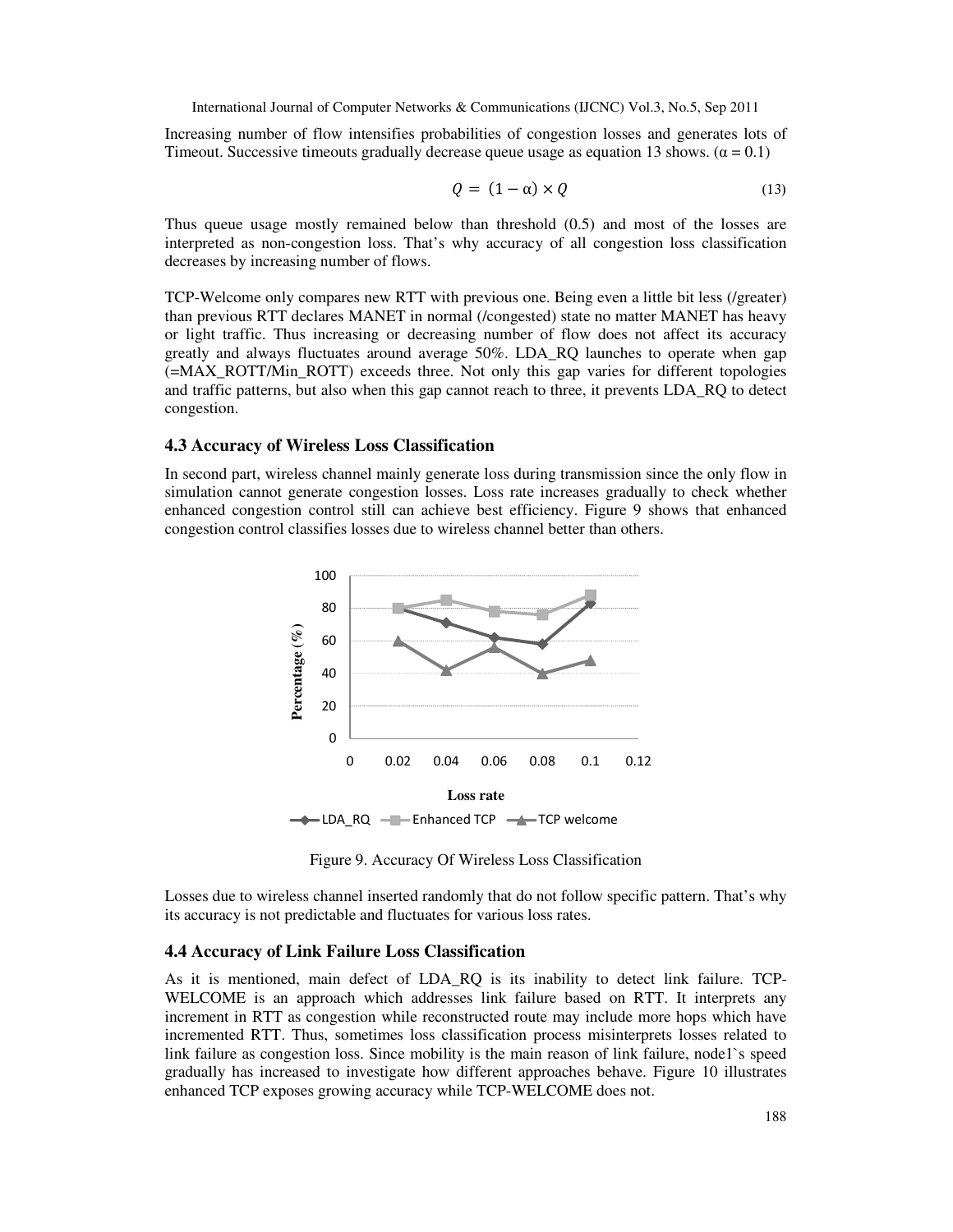Increasing number of flow intensifies probabilities of congestion losses and generates lots of Timeout. Successive timeouts gradually decrease queue usage as equation 13 shows. ($\alpha = 0.1$)

$$Q = (1 - \alpha) \times Q \tag{13}$$

Thus queue usage mostly remained below than threshold (0.5) and most of the losses are interpreted as non-congestion loss. That's why accuracy of all congestion loss classification decreases by increasing number of flows.

TCP-Welcome only compares new RTT with previous one. Being even a little bit less (/greater) than previous RTT declares MANET in normal (/congested) state no matter MANET has heavy or light traffic. Thus increasing or decreasing number of flow does not affect its accuracy greatly and always fluctuates around average 50%. LDA_RQ launches to operate when gap (=MAX_ROTT/Min_ROTT) exceeds three. Not only this gap varies for different topologies and traffic patterns, but also when this gap cannot reach to three, it prevents LDA_RQ to detect congestion.

### 4.3 Accuracy of Wireless Loss Classification

In second part, wireless channel mainly generate loss during transmission since the only flow in simulation cannot generate congestion losses. Loss rate increases gradually to check whether enhanced congestion control still can achieve best efficiency. Figure 9 shows that enhanced congestion control classifies losses due to wireless channel better than others.

Figure 9. Accuracy Of Wireless Loss Classification

Losses due to wireless channel inserted randomly that do not follow specific pattern. That's why its accuracy is not predictable and fluctuates for various loss rates.

### 4.4 Accuracy of Link Failure Loss Classification

As it is mentioned, main defect of LDA_RQ is its inability to detect link failure. TCP-WELCOME is an approach which addresses link failure based on RTT. It interprets any increment in RTT as congestion while reconstructed route may include more hops which have incremented RTT. Thus, sometimes loss classification process misinterprets losses related to link failure as congestion loss. Since mobility is the main reason of link failure, node1`s speed gradually has increased to investigate how different approaches behave. Figure 10 illustrates enhanced TCP exposes growing accuracy while TCP-WELCOME does not.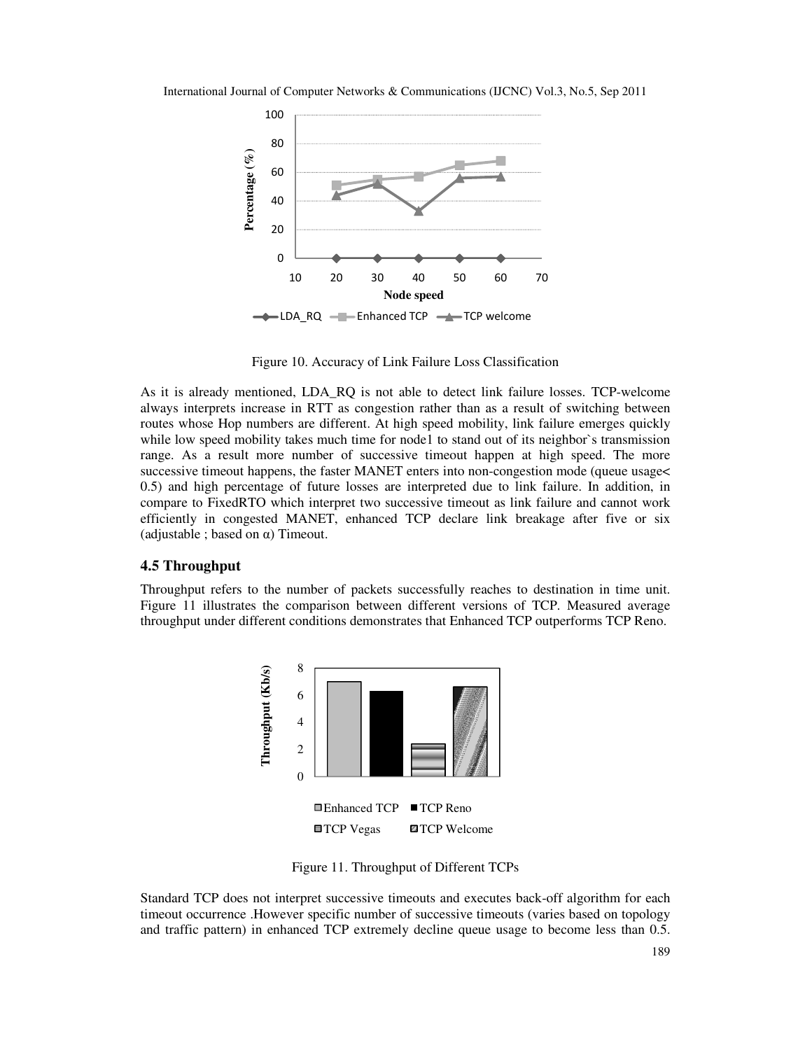Figure 10. Accuracy of Link Failure Loss Classification

As it is already mentioned, LDA_RQ is not able to detect link failure losses. TCP-welcome always interprets increase in RTT as congestion rather than as a result of switching between routes whose Hop numbers are different. At high speed mobility, link failure emerges quickly while low speed mobility takes much time for node1 to stand out of its neighbor`s transmission range. As a result more number of successive timeout happen at high speed. The more successive timeout happens, the faster MANET enters into non-congestion mode (queue usage< 0.5) and high percentage of future losses are interpreted due to link failure. In addition, in compare to FixedRTO which interpret two successive timeout as link failure and cannot work efficiently in congested MANET, enhanced TCP declare link breakage after five or six (adjustable ; based on α) Timeout.

### 4.5 Throughput

Throughput refers to the number of packets successfully reaches to destination in time unit. Figure 11 illustrates the comparison between different versions of TCP. Measured average throughput under different conditions demonstrates that Enhanced TCP outperforms TCP Reno.

Figure 11. Throughput of Different TCPs

Standard TCP does not interpret successive timeouts and executes back-off algorithm for each timeout occurrence .However specific number of successive timeouts (varies based on topology and traffic pattern) in enhanced TCP extremely decline queue usage to become less than 0.5.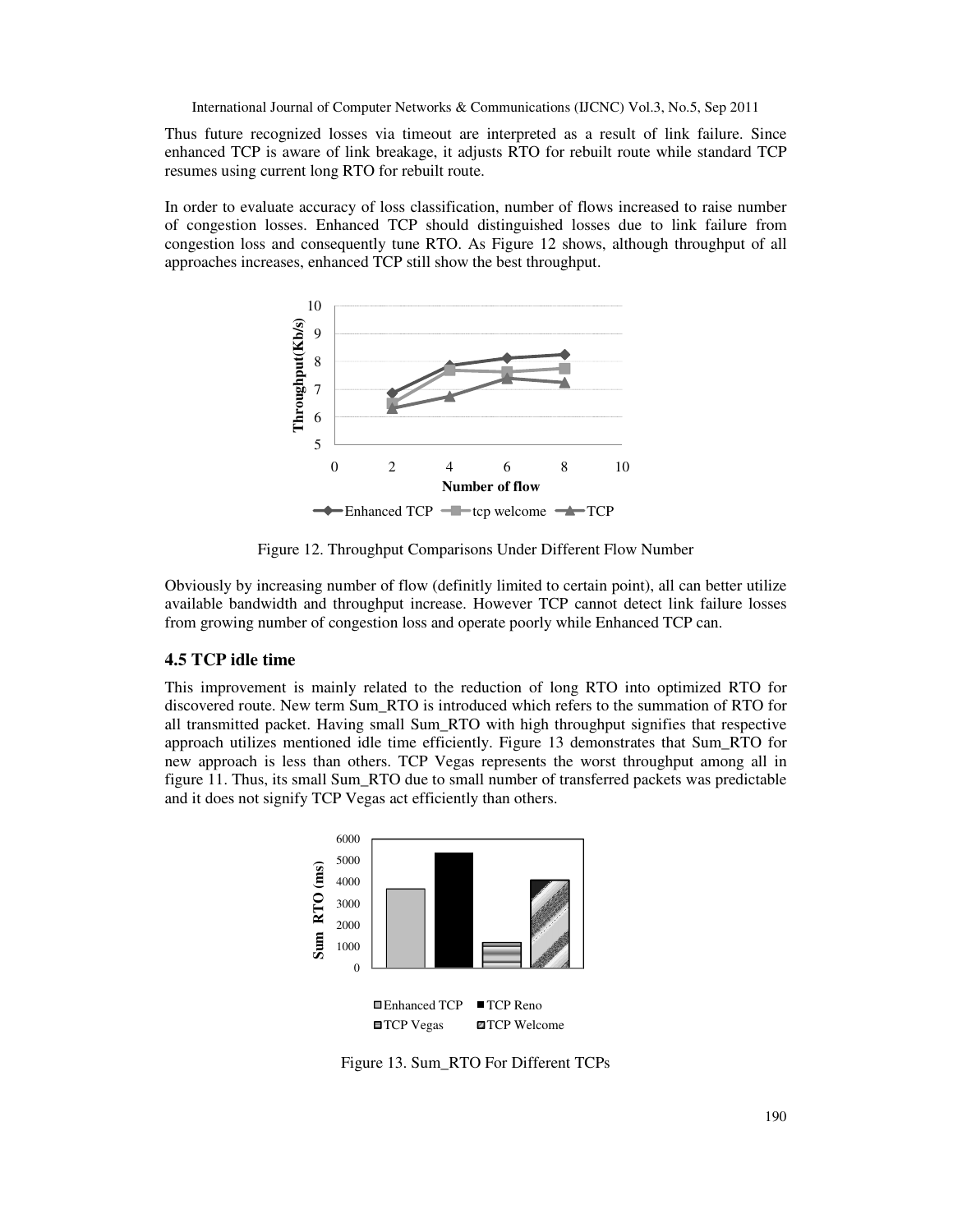Thus future recognized losses via timeout are interpreted as a result of link failure. Since enhanced TCP is aware of link breakage, it adjusts RTO for rebuilt route while standard TCP resumes using current long RTO for rebuilt route.

In order to evaluate accuracy of loss classification, number of flows increased to raise number of congestion losses. Enhanced TCP should distinguished losses due to link failure from congestion loss and consequently tune RTO. As Figure 12 shows, although throughput of all approaches increases, enhanced TCP still show the best throughput.

Figure 12. Throughput Comparisons Under Different Flow Number

Obviously by increasing number of flow (definitly limited to certain point), all can better utilize available bandwidth and throughput increase. However TCP cannot detect link failure losses from growing number of congestion loss and operate poorly while Enhanced TCP can.

### 4.5 TCP idle time

This improvement is mainly related to the reduction of long RTO into optimized RTO for discovered route. New term Sum_RTO is introduced which refers to the summation of RTO for all transmitted packet. Having small Sum_RTO with high throughput signifies that respective approach utilizes mentioned idle time efficiently. Figure 13 demonstrates that Sum_RTO for new approach is less than others. TCP Vegas represents the worst throughput among all in figure 11. Thus, its small Sum_RTO due to small number of transferred packets was predictable and it does not signify TCP Vegas act efficiently than others.

Figure 13. Sum_RTO For Different TCPs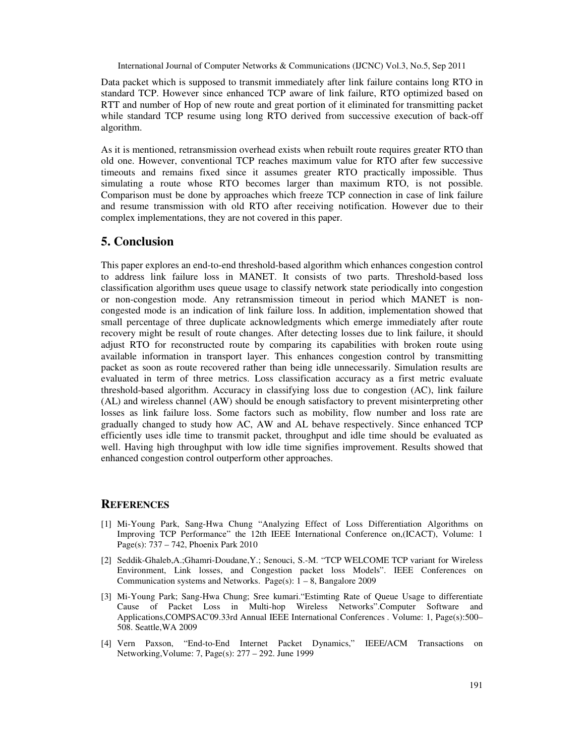Data packet which is supposed to transmit immediately after link failure contains long RTO in standard TCP. However since enhanced TCP aware of link failure, RTO optimized based on RTT and number of Hop of new route and great portion of it eliminated for transmitting packet while standard TCP resume using long RTO derived from successive execution of back-off algorithm.

As it is mentioned, retransmission overhead exists when rebuilt route requires greater RTO than old one. However, conventional TCP reaches maximum value for RTO after few successive timeouts and remains fixed since it assumes greater RTO practically impossible. Thus simulating a route whose RTO becomes larger than maximum RTO, is not possible. Comparison must be done by approaches which freeze TCP connection in case of link failure and resume transmission with old RTO after receiving notification. However due to their complex implementations, they are not covered in this paper.

## 5. Conclusion

This paper explores an end-to-end threshold-based algorithm which enhances congestion control to address link failure loss in MANET. It consists of two parts. Threshold-based loss classification algorithm uses queue usage to classify network state periodically into congestion or non-congestion mode. Any retransmission timeout in period which MANET is non-congested mode is an indication of link failure loss. In addition, implementation showed that small percentage of three duplicate acknowledgments which emerge immediately after route recovery might be result of route changes. After detecting losses due to link failure, it should adjust RTO for reconstructed route by comparing its capabilities with broken route using available information in transport layer. This enhances congestion control by transmitting packet as soon as route recovered rather than being idle unnecessarily. Simulation results are evaluated in term of three metrics. Loss classification accuracy as a first metric evaluate threshold-based algorithm. Accuracy in classifying loss due to congestion (AC), link failure (AL) and wireless channel (AW) should be enough satisfactory to prevent misinterpreting other losses as link failure loss. Some factors such as mobility, flow number and loss rate are gradually changed to study how AC, AW and AL behave respectively. Since enhanced TCP efficiently uses idle time to transmit packet, throughput and idle time should be evaluated as well. Having high throughput with low idle time signifies improvement. Results showed that enhanced congestion control outperform other approaches.

## REFERENCES

[1] Mi-Young Park, Sang-Hwa Chung "Analyzing Effect of Loss Differentiation Algorithms on Improving TCP Performance" the 12th IEEE International Conference on,(ICACT), Volume: 1 Page(s): 737 – 742, Phoenix Park 2010

[2] Seddik-Ghaleb,A.;Ghamri-Doudane,Y.; Senouci, S.-M. "TCP WELCOME TCP variant for Wireless Environment, Link losses, and Congestion packet loss Models". IEEE Conferences on Communication systems and Networks. Page(s): 1 – 8, Bangalore 2009

[3] Mi-Young Park; Sang-Hwa Chung; Sree kumari."Estimting Rate of Queue Usage to differentiate Cause of Packet Loss in Multi-hop Wireless Networks".Computer Software and Applications,COMPSAC'09.33rd Annual IEEE International Conferences . Volume: 1, Page(s):500–508. Seattle,WA 2009

[4] Vern Paxson, "End-to-End Internet Packet Dynamics," IEEE/ACM Transactions on Networking,Volume: 7, Page(s): 277 – 292. June 1999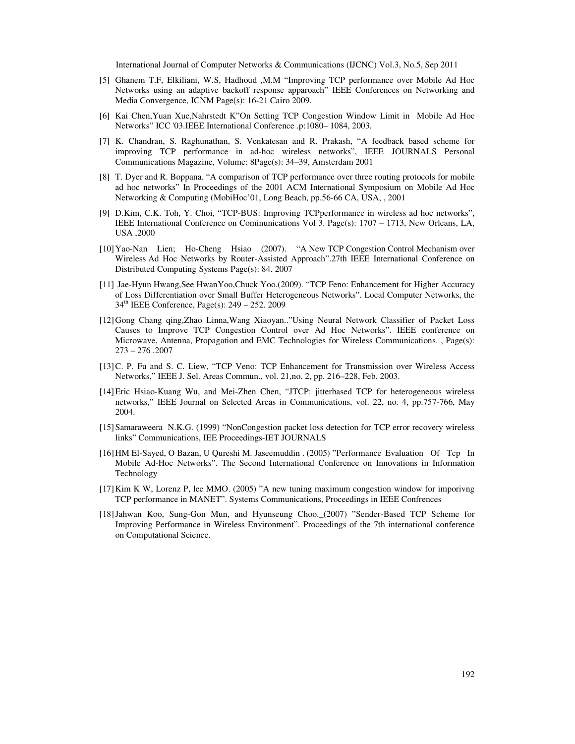[5] Ghanem T.F, Elkiliani, W.S, Hadhoud ,M.M "Improving TCP performance over Mobile Ad Hoc Networks using an adaptive backoff response apparoach" IEEE Conferences on Networking and Media Convergence, ICNM Page(s): 16-21 Cairo 2009.

[6] Kai Chen,Yuan Xue,Nahrstedt K"On Setting TCP Congestion Window Limit in Mobile Ad Hoc Networks" ICC '03.IEEE International Conference .p:1080– 1084, 2003.

[7] K. Chandran, S. Raghunathan, S. Venkatesan and R. Prakash, "A feedback based scheme for improving TCP performance in ad-hoc wireless networks", IEEE JOURNALS Personal Communications Magazine, Volume: 8Page(s): 34–39, Amsterdam 2001

[8] T. Dyer and R. Boppana. "A comparison of TCP performance over three routing protocols for mobile ad hoc networks" In Proceedings of the 2001 ACM International Symposium on Mobile Ad Hoc Networking & Computing (MobiHoc'01, Long Beach, pp.56-66 CA, USA, , 2001

[9] D.Kim, C.K. Toh, Y. Choi, "TCP-BUS: Improving TCPperformance in wireless ad hoc networks", IEEE International Conference on Cominunications Vol 3. Page(s): 1707 – 1713, New Orleans, LA, USA ,2000

[10] Yao-Nan Lien; Ho-Cheng Hsiao (2007). "A New TCP Congestion Control Mechanism over Wireless Ad Hoc Networks by Router-Assisted Approach".27th IEEE International Conference on Distributed Computing Systems Page(s): 84. 2007

[11] Jae-Hyun Hwang,See HwanYoo,Chuck Yoo.(2009). "TCP Feno: Enhancement for Higher Accuracy of Loss Differentiation over Small Buffer Heterogeneous Networks". Local Computer Networks, the 34th IEEE Conference, Page(s): 249 – 252. 2009

[12] Gong Chang qing,Zhao Linna,Wang Xiaoyan.."Using Neural Network Classifier of Packet Loss Causes to Improve TCP Congestion Control over Ad Hoc Networks". IEEE conference on Microwave, Antenna, Propagation and EMC Technologies for Wireless Communications. , Page(s): 273 – 276 .2007

[13] C. P. Fu and S. C. Liew, "TCP Veno: TCP Enhancement for Transmission over Wireless Access Networks," IEEE J. Sel. Areas Commun., vol. 21,no. 2, pp. 216–228, Feb. 2003.

[14] Eric Hsiao-Kuang Wu, and Mei-Zhen Chen, "JTCP: jitterbased TCP for heterogeneous wireless networks," IEEE Journal on Selected Areas in Communications, vol. 22, no. 4, pp.757-766, May 2004.

[15] Samaraweera N.K.G. (1999) "NonCongestion packet loss detection for TCP error recovery wireless links" Communications, IEE Proceedings-IET JOURNALS

[16] HM El-Sayed, O Bazan, U Qureshi M. Jaseemuddin . (2005) "Performance Evaluation Of Tcp In Mobile Ad-Hoc Networks". The Second International Conference on Innovations in Information Technology

[17] Kim K W, Lorenz P, lee MMO. (2005) "A new tuning maximum congestion window for imporivng TCP performance in MANET". Systems Communications, Proceedings in IEEE Confrences

[18] Jahwan Koo, Sung-Gon Mun, and Hyunseung Choo._(2007) "Sender-Based TCP Scheme for Improving Performance in Wireless Environment". Proceedings of the 7th international conference on Computational Science.